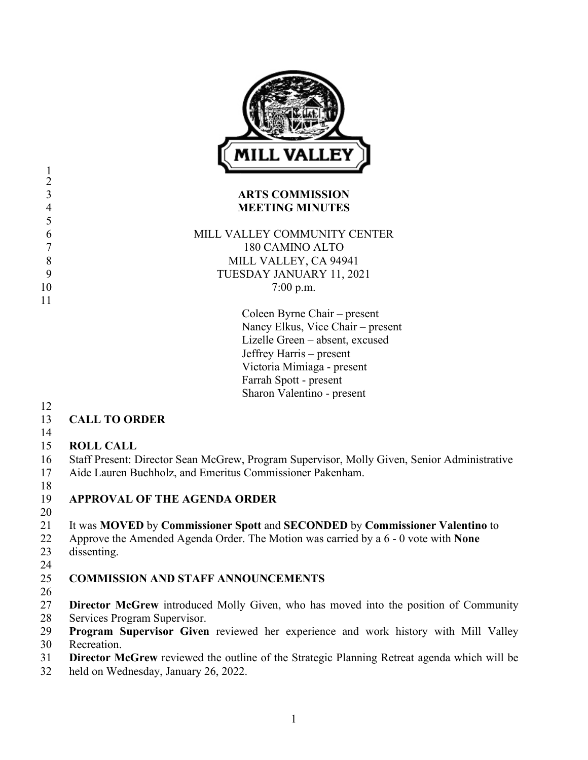MILL VALLEY

# ARTS COMMISSION
# MEETING MINUTES

MILL VALLEY COMMUNITY CENTER
180 CAMINO ALTO
MILL VALLEY, CA 94941
TUESDAY JANUARY 11, 2021
7:00 p.m.

Coleen Byrne Chair – present
Nancy Elkus, Vice Chair – present
Lizelle Green – absent, excused
Jeffrey Harris – present
Victoria Mimiaga - present
Farrah Spott - present
Sharon Valentino - present

## CALL TO ORDER

## ROLL CALL

Staff Present: Director Sean McGrew, Program Supervisor, Molly Given, Senior Administrative Aide Lauren Buchholz, and Emeritus Commissioner Pakenham.

## APPROVAL OF THE AGENDA ORDER

It was **MOVED** by **Commissioner Spott** and **SECONDED** by **Commissioner Valentino** to Approve the Amended Agenda Order. The Motion was carried by a 6 - 0 vote with **None** dissenting.

## COMMISSION AND STAFF ANNOUNCEMENTS

**Director McGrew** introduced Molly Given, who has moved into the position of Community Services Program Supervisor.
**Program Supervisor Given** reviewed her experience and work history with Mill Valley Recreation.
**Director McGrew** reviewed the outline of the Strategic Planning Retreat agenda which will be held on Wednesday, January 26, 2022.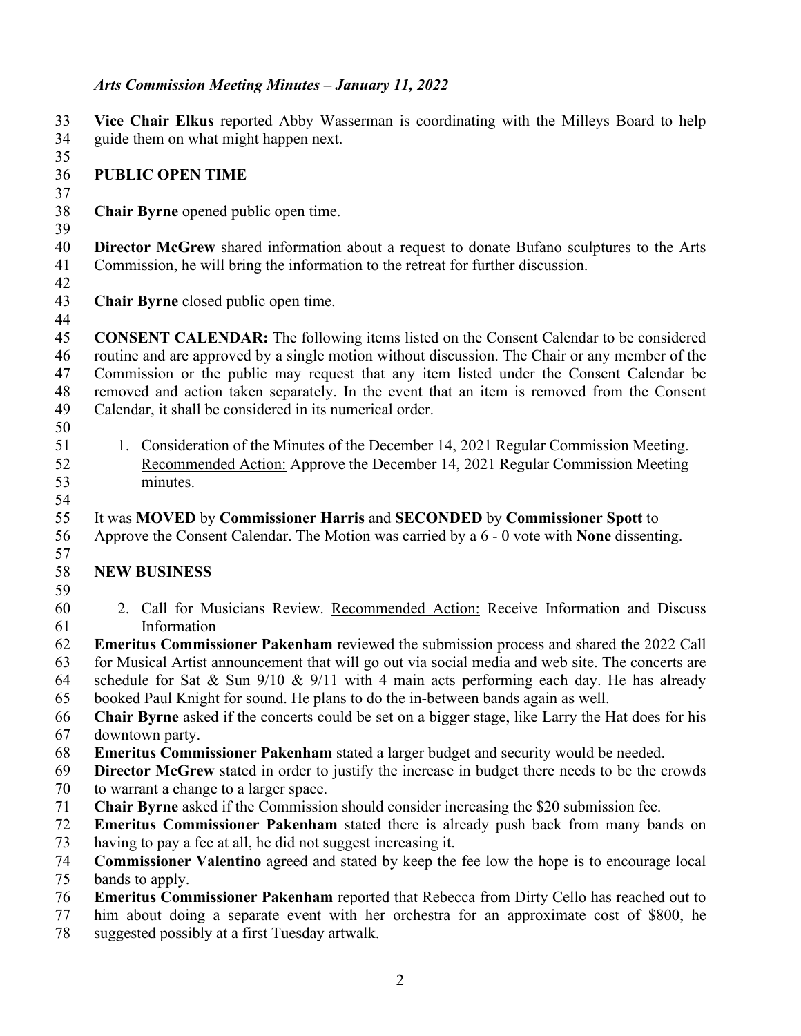**Vice Chair Elkus** reported Abby Wasserman is coordinating with the Milleys Board to help guide them on what might happen next.

## PUBLIC OPEN TIME

**Chair Byrne** opened public open time.

**Director McGrew** shared information about a request to donate Bufano sculptures to the Arts Commission, he will bring the information to the retreat for further discussion.

**Chair Byrne** closed public open time.

**CONSENT CALENDAR:** The following items listed on the Consent Calendar to be considered routine and are approved by a single motion without discussion. The Chair or any member of the Commission or the public may request that any item listed under the Consent Calendar be removed and action taken separately. In the event that an item is removed from the Consent Calendar, it shall be considered in its numerical order.

1. Consideration of the Minutes of the December 14, 2021 Regular Commission Meeting. Recommended Action: Approve the December 14, 2021 Regular Commission Meeting minutes.

It was **MOVED** by **Commissioner Harris** and **SECONDED** by **Commissioner Spott** to Approve the Consent Calendar. The Motion was carried by a 6 - 0 vote with **None** dissenting.

## NEW BUSINESS

2. Call for Musicians Review. Recommended Action: Receive Information and Discuss Information

**Emeritus Commissioner Pakenham** reviewed the submission process and shared the 2022 Call for Musical Artist announcement that will go out via social media and web site. The concerts are schedule for Sat & Sun 9/10 & 9/11 with 4 main acts performing each day. He has already booked Paul Knight for sound. He plans to do the in-between bands again as well.
**Chair Byrne** asked if the concerts could be set on a bigger stage, like Larry the Hat does for his downtown party.
**Emeritus Commissioner Pakenham** stated a larger budget and security would be needed.
**Director McGrew** stated in order to justify the increase in budget there needs to be the crowds to warrant a change to a larger space.
**Chair Byrne** asked if the Commission should consider increasing the $20 submission fee.
**Emeritus Commissioner Pakenham** stated there is already push back from many bands on having to pay a fee at all, he did not suggest increasing it.
**Commissioner Valentino** agreed and stated by keep the fee low the hope is to encourage local bands to apply.
**Emeritus Commissioner Pakenham** reported that Rebecca from Dirty Cello has reached out to him about doing a separate event with her orchestra for an approximate cost of $800, he suggested possibly at a first Tuesday artwalk.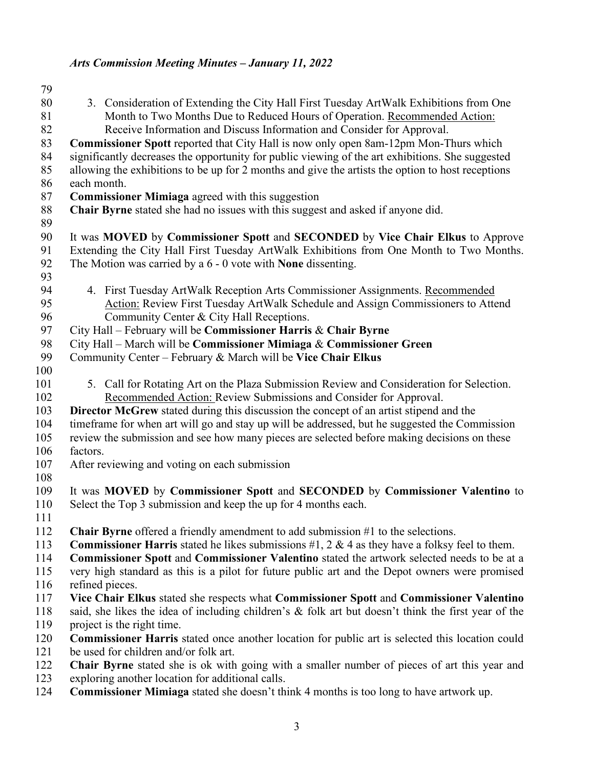3. Consideration of Extending the City Hall First Tuesday ArtWalk Exhibitions from One Month to Two Months Due to Reduced Hours of Operation. Recommended Action: Receive Information and Discuss Information and Consider for Approval.

**Commissioner Spott** reported that City Hall is now only open 8am-12pm Mon-Thurs which significantly decreases the opportunity for public viewing of the art exhibitions. She suggested allowing the exhibitions to be up for 2 months and give the artists the option to host receptions each month.

**Commissioner Mimiaga** agreed with this suggestion

**Chair Byrne** stated she had no issues with this suggest and asked if anyone did.

It was **MOVED** by **Commissioner Spott** and **SECONDED** by **Vice Chair Elkus** to Approve Extending the City Hall First Tuesday ArtWalk Exhibitions from One Month to Two Months. The Motion was carried by a 6 - 0 vote with **None** dissenting.

4. First Tuesday ArtWalk Reception Arts Commissioner Assignments. Recommended Action: Review First Tuesday ArtWalk Schedule and Assign Commissioners to Attend Community Center & City Hall Receptions.

City Hall – February will be **Commissioner Harris** & **Chair Byrne**

City Hall – March will be **Commissioner Mimiaga** & **Commissioner Green**

Community Center – February & March will be **Vice Chair Elkus**

5. Call for Rotating Art on the Plaza Submission Review and Consideration for Selection. Recommended Action: Review Submissions and Consider for Approval.

**Director McGrew** stated during this discussion the concept of an artist stipend and the timeframe for when art will go and stay up will be addressed, but he suggested the Commission review the submission and see how many pieces are selected before making decisions on these factors.

After reviewing and voting on each submission

It was **MOVED** by **Commissioner Spott** and **SECONDED** by **Commissioner Valentino** to Select the Top 3 submission and keep the up for 4 months each.

**Chair Byrne** offered a friendly amendment to add submission #1 to the selections.

**Commissioner Harris** stated he likes submissions #1, 2 & 4 as they have a folksy feel to them.

**Commissioner Spott** and **Commissioner Valentino** stated the artwork selected needs to be at a very high standard as this is a pilot for future public art and the Depot owners were promised refined pieces.

**Vice Chair Elkus** stated she respects what **Commissioner Spott** and **Commissioner Valentino** said, she likes the idea of including children's & folk art but doesn't think the first year of the project is the right time.

**Commissioner Harris** stated once another location for public art is selected this location could be used for children and/or folk art.

**Chair Byrne** stated she is ok with going with a smaller number of pieces of art this year and exploring another location for additional calls.

**Commissioner Mimiaga** stated she doesn't think 4 months is too long to have artwork up.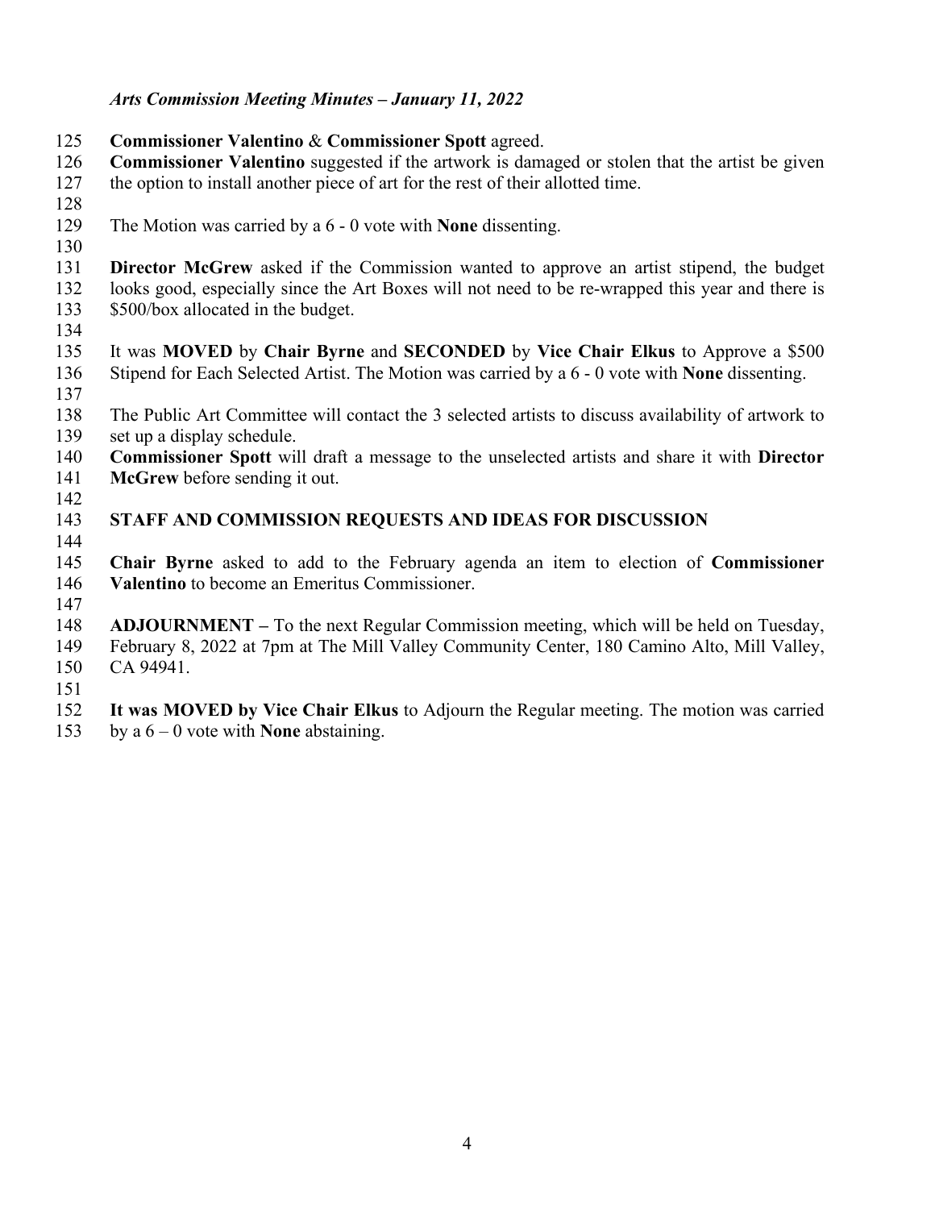**Commissioner Valentino** & **Commissioner Spott** agreed.
**Commissioner Valentino** suggested if the artwork is damaged or stolen that the artist be given the option to install another piece of art for the rest of their allotted time.

The Motion was carried by a 6 - 0 vote with **None** dissenting.

**Director McGrew** asked if the Commission wanted to approve an artist stipend, the budget looks good, especially since the Art Boxes will not need to be re-wrapped this year and there is $500/box allocated in the budget.

It was **MOVED** by **Chair Byrne** and **SECONDED** by **Vice Chair Elkus** to Approve a $500 Stipend for Each Selected Artist. The Motion was carried by a 6 - 0 vote with **None** dissenting.

The Public Art Committee will contact the 3 selected artists to discuss availability of artwork to set up a display schedule.
**Commissioner Spott** will draft a message to the unselected artists and share it with **Director McGrew** before sending it out.

## STAFF AND COMMISSION REQUESTS AND IDEAS FOR DISCUSSION

**Chair Byrne** asked to add to the February agenda an item to election of **Commissioner Valentino** to become an Emeritus Commissioner.

**ADJOURNMENT –** To the next Regular Commission meeting, which will be held on Tuesday, February 8, 2022 at 7pm at The Mill Valley Community Center, 180 Camino Alto, Mill Valley, CA 94941.

**It was MOVED by Vice Chair Elkus** to Adjourn the Regular meeting. The motion was carried by a 6 – 0 vote with **None** abstaining.